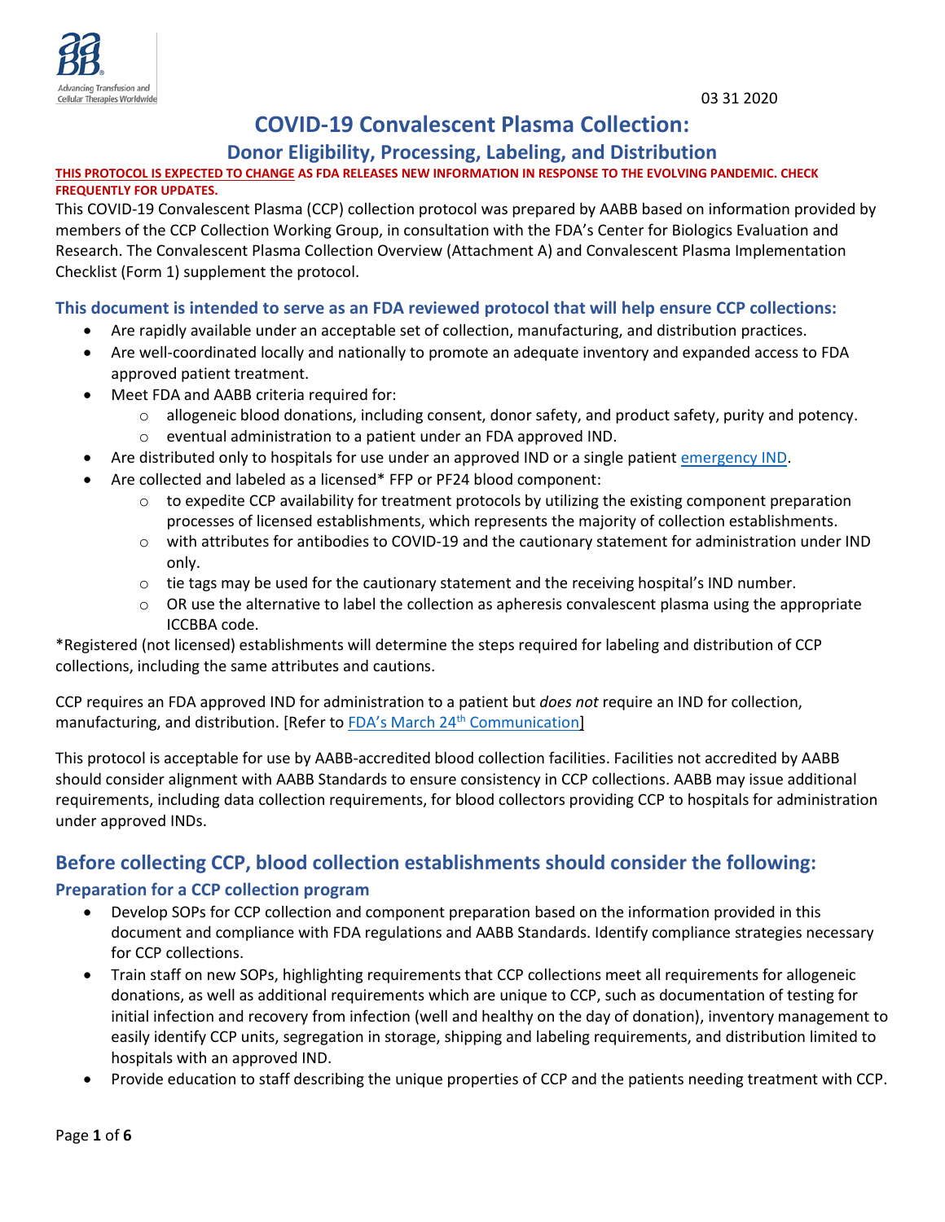03 31 2020

# COVID-19 Convalescent Plasma Collection:

## Donor Eligibility, Processing, Labeling, and Distribution

**THIS PROTOCOL IS EXPECTED TO CHANGE AS FDA RELEASES NEW INFORMATION IN RESPONSE TO THE EVOLVING PANDEMIC. CHECK FREQUENTLY FOR UPDATES.**

This COVID-19 Convalescent Plasma (CCP) collection protocol was prepared by AABB based on information provided by members of the CCP Collection Working Group, in consultation with the FDA's Center for Biologics Evaluation and Research. The Convalescent Plasma Collection Overview (Attachment A) and Convalescent Plasma Implementation Checklist (Form 1) supplement the protocol.

### This document is intended to serve as an FDA reviewed protocol that will help ensure CCP collections:

- Are rapidly available under an acceptable set of collection, manufacturing, and distribution practices.
- Are well-coordinated locally and nationally to promote an adequate inventory and expanded access to FDA approved patient treatment.
- Meet FDA and AABB criteria required for:
  - allogeneic blood donations, including consent, donor safety, and product safety, purity and potency.
  - eventual administration to a patient under an FDA approved IND.
- Are distributed only to hospitals for use under an approved IND or a single patient emergency IND.
- Are collected and labeled as a licensed* FFP or PF24 blood component:
  - to expedite CCP availability for treatment protocols by utilizing the existing component preparation processes of licensed establishments, which represents the majority of collection establishments.
  - with attributes for antibodies to COVID-19 and the cautionary statement for administration under IND only.
  - tie tags may be used for the cautionary statement and the receiving hospital's IND number.
  - OR use the alternative to label the collection as apheresis convalescent plasma using the appropriate ICCBBA code.

*Registered (not licensed) establishments will determine the steps required for labeling and distribution of CCP collections, including the same attributes and cautions.

CCP requires an FDA approved IND for administration to a patient but *does not* require an IND for collection, manufacturing, and distribution. [Refer to FDA's March 24th Communication]

This protocol is acceptable for use by AABB-accredited blood collection facilities. Facilities not accredited by AABB should consider alignment with AABB Standards to ensure consistency in CCP collections. AABB may issue additional requirements, including data collection requirements, for blood collectors providing CCP to hospitals for administration under approved INDs.

## Before collecting CCP, blood collection establishments should consider the following:

### Preparation for a CCP collection program

- Develop SOPs for CCP collection and component preparation based on the information provided in this document and compliance with FDA regulations and AABB Standards. Identify compliance strategies necessary for CCP collections.
- Train staff on new SOPs, highlighting requirements that CCP collections meet all requirements for allogeneic donations, as well as additional requirements which are unique to CCP, such as documentation of testing for initial infection and recovery from infection (well and healthy on the day of donation), inventory management to easily identify CCP units, segregation in storage, shipping and labeling requirements, and distribution limited to hospitals with an approved IND.
- Provide education to staff describing the unique properties of CCP and the patients needing treatment with CCP.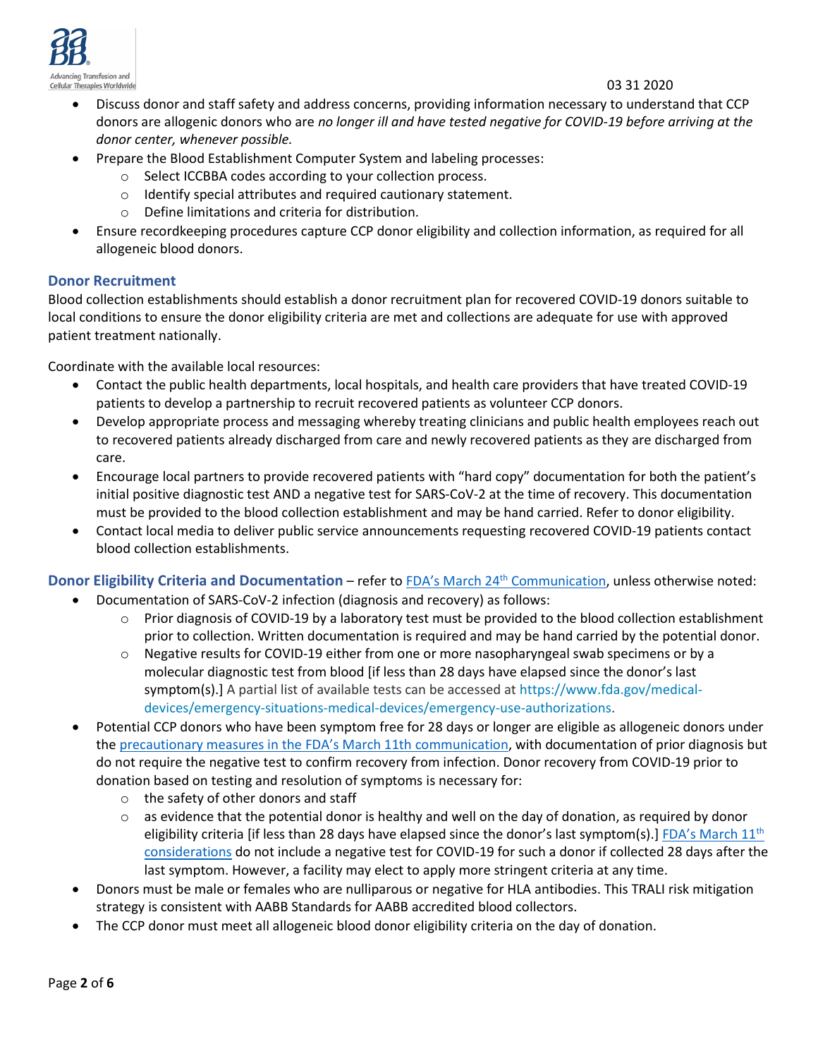- Discuss donor and staff safety and address concerns, providing information necessary to understand that CCP donors are allogenic donors who are *no longer ill and have tested negative for COVID-19 before arriving at the donor center, whenever possible.*
- Prepare the Blood Establishment Computer System and labeling processes:
  - Select ICCBBA codes according to your collection process.
  - Identify special attributes and required cautionary statement.
  - Define limitations and criteria for distribution.
- Ensure recordkeeping procedures capture CCP donor eligibility and collection information, as required for all allogeneic blood donors.

## Donor Recruitment

Blood collection establishments should establish a donor recruitment plan for recovered COVID-19 donors suitable to local conditions to ensure the donor eligibility criteria are met and collections are adequate for use with approved patient treatment nationally.

Coordinate with the available local resources:

- Contact the public health departments, local hospitals, and health care providers that have treated COVID-19 patients to develop a partnership to recruit recovered patients as volunteer CCP donors.
- Develop appropriate process and messaging whereby treating clinicians and public health employees reach out to recovered patients already discharged from care and newly recovered patients as they are discharged from care.
- Encourage local partners to provide recovered patients with "hard copy" documentation for both the patient's initial positive diagnostic test AND a negative test for SARS-CoV-2 at the time of recovery. This documentation must be provided to the blood collection establishment and may be hand carried. Refer to donor eligibility.
- Contact local media to deliver public service announcements requesting recovered COVID-19 patients contact blood collection establishments.

## Donor Eligibility Criteria and Documentation – refer to [FDA's March 24th Communication](), unless otherwise noted:

- Documentation of SARS-CoV-2 infection (diagnosis and recovery) as follows:
  - Prior diagnosis of COVID-19 by a laboratory test must be provided to the blood collection establishment prior to collection. Written documentation is required and may be hand carried by the potential donor.
  - Negative results for COVID-19 either from one or more nasopharyngeal swab specimens or by a molecular diagnostic test from blood [if less than 28 days have elapsed since the donor's last symptom(s).] A partial list of available tests can be accessed at https://www.fda.gov/medical-devices/emergency-situations-medical-devices/emergency-use-authorizations.
- Potential CCP donors who have been symptom free for 28 days or longer are eligible as allogeneic donors under the [precautionary measures in the FDA's March 11th communication](), with documentation of prior diagnosis but do not require the negative test to confirm recovery from infection. Donor recovery from COVID-19 prior to donation based on testing and resolution of symptoms is necessary for:
  - the safety of other donors and staff
  - as evidence that the potential donor is healthy and well on the day of donation, as required by donor eligibility criteria [if less than 28 days have elapsed since the donor's last symptom(s).] [FDA's March 11th considerations]() do not include a negative test for COVID-19 for such a donor if collected 28 days after the last symptom. However, a facility may elect to apply more stringent criteria at any time.
- Donors must be male or females who are nulliparous or negative for HLA antibodies. This TRALI risk mitigation strategy is consistent with AABB Standards for AABB accredited blood collectors.
- The CCP donor must meet all allogeneic blood donor eligibility criteria on the day of donation.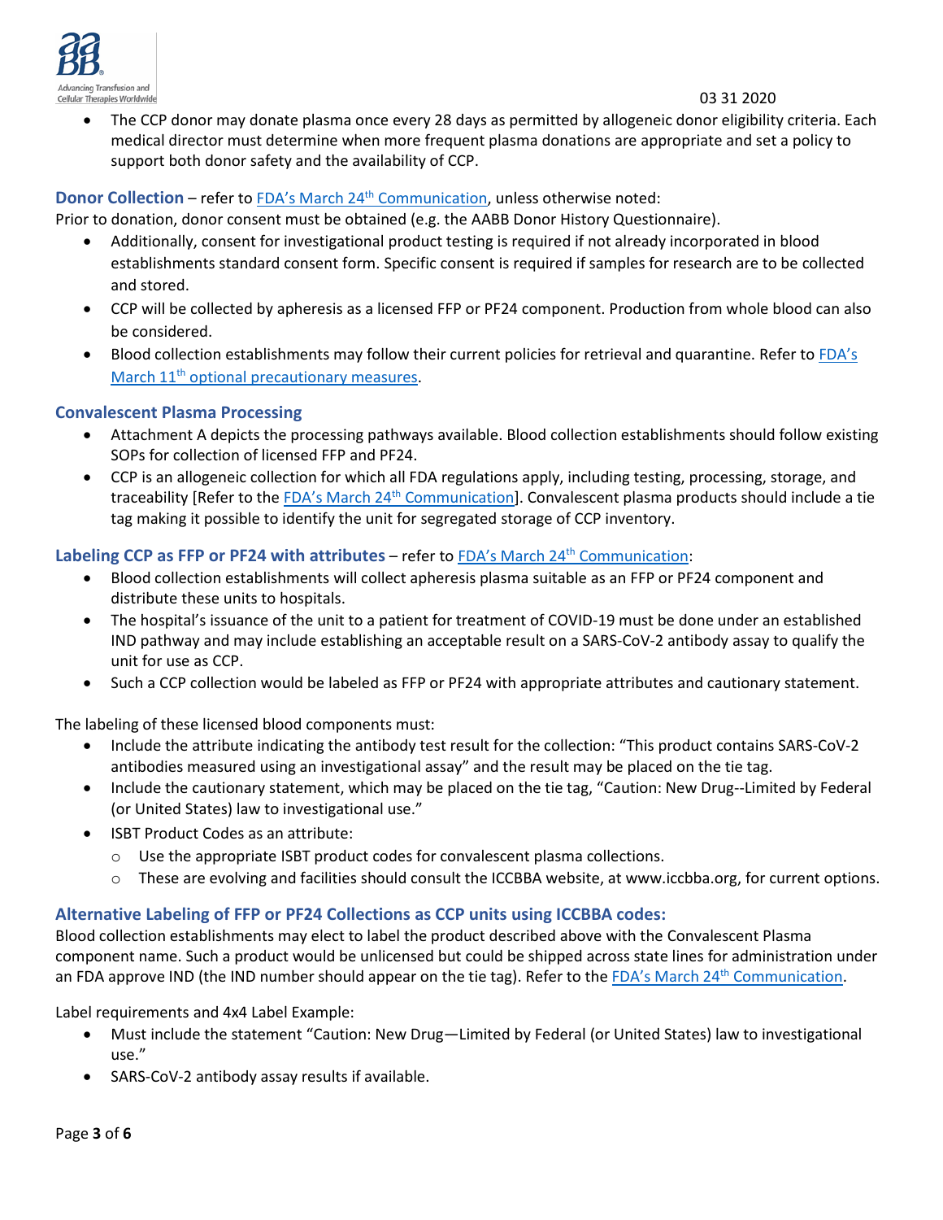- The CCP donor may donate plasma once every 28 days as permitted by allogeneic donor eligibility criteria. Each medical director must determine when more frequent plasma donations are appropriate and set a policy to support both donor safety and the availability of CCP.

**Donor Collection** – refer to FDA's March 24th Communication, unless otherwise noted:

Prior to donation, donor consent must be obtained (e.g. the AABB Donor History Questionnaire).

- Additionally, consent for investigational product testing is required if not already incorporated in blood establishments standard consent form. Specific consent is required if samples for research are to be collected and stored.
- CCP will be collected by apheresis as a licensed FFP or PF24 component. Production from whole blood can also be considered.
- Blood collection establishments may follow their current policies for retrieval and quarantine. Refer to FDA's March 11th optional precautionary measures.

**Convalescent Plasma Processing**

- Attachment A depicts the processing pathways available. Blood collection establishments should follow existing SOPs for collection of licensed FFP and PF24.
- CCP is an allogeneic collection for which all FDA regulations apply, including testing, processing, storage, and traceability [Refer to the FDA's March 24th Communication]. Convalescent plasma products should include a tie tag making it possible to identify the unit for segregated storage of CCP inventory.

**Labeling CCP as FFP or PF24 with attributes** – refer to FDA's March 24th Communication:

- Blood collection establishments will collect apheresis plasma suitable as an FFP or PF24 component and distribute these units to hospitals.
- The hospital's issuance of the unit to a patient for treatment of COVID-19 must be done under an established IND pathway and may include establishing an acceptable result on a SARS-CoV-2 antibody assay to qualify the unit for use as CCP.
- Such a CCP collection would be labeled as FFP or PF24 with appropriate attributes and cautionary statement.

The labeling of these licensed blood components must:

- Include the attribute indicating the antibody test result for the collection: "This product contains SARS-CoV-2 antibodies measured using an investigational assay" and the result may be placed on the tie tag.
- Include the cautionary statement, which may be placed on the tie tag, "Caution: New Drug--Limited by Federal (or United States) law to investigational use."
- ISBT Product Codes as an attribute:
    - Use the appropriate ISBT product codes for convalescent plasma collections.
    - These are evolving and facilities should consult the ICCBBA website, at www.iccbba.org, for current options.

**Alternative Labeling of FFP or PF24 Collections as CCP units using ICCBBA codes:**

Blood collection establishments may elect to label the product described above with the Convalescent Plasma component name. Such a product would be unlicensed but could be shipped across state lines for administration under an FDA approve IND (the IND number should appear on the tie tag). Refer to the FDA's March 24th Communication.

Label requirements and 4x4 Label Example:

- Must include the statement "Caution: New Drug—Limited by Federal (or United States) law to investigational use."
- SARS-CoV-2 antibody assay results if available.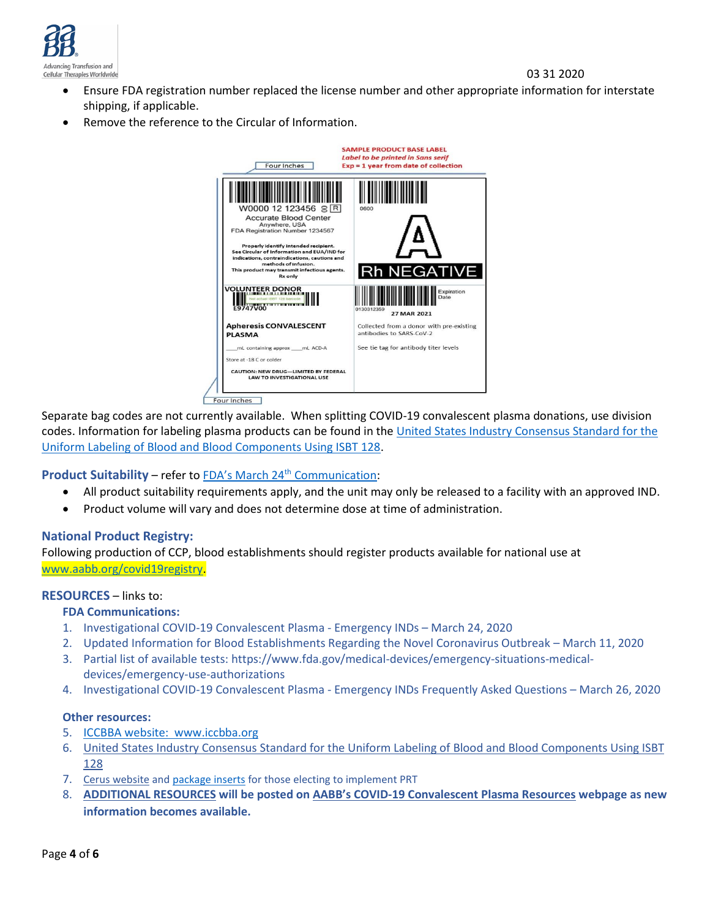- Ensure FDA registration number replaced the license number and other appropriate information for interstate shipping, if applicable.
- Remove the reference to the Circular of Information.

SAMPLE PRODUCT BASE LABEL
*Label to be printed in Sans serif*
*Exp = 1 year from date of collection*

| | |
|---|---|
| W0000 12 123456 8 R<br>Accurate Blood Center<br>Anywhere, USA<br>FDA Registration Number 1234567<br><br>**Properly identify intended recipient. See Circular of Information and EUA/IND for indications, contraindications, cautions and methods of infusion. This product may transmit infectious agents. Rx only** | 0600<br><br>**A**<br><br>**Rh NEGATIVE** |
| **VOLUNTEER DONOR**<br>E9747V00<br><br>**Apheresis CONVALESCENT PLASMA**<br><br>____mL containing approx ____mL ACD-A<br><br>Store at -18 C or colder<br><br>**CAUTION: NEW DRUG—LIMITED BY FEDERAL LAW TO INVESTIGATIONAL USE** | 0130312359 Expiration Date<br>**27 MAR 2021**<br><br>Collected from a donor with pre-existing antibodies to SARS-CoV-2<br><br>See tie tag for antibody titer levels |

Four Inches

Separate bag codes are not currently available. When splitting COVID-19 convalescent plasma donations, use division codes. Information for labeling plasma products can be found in the United States Industry Consensus Standard for the Uniform Labeling of Blood and Blood Components Using ISBT 128.

**Product Suitability** – refer to FDA's March 24th Communication:

- All product suitability requirements apply, and the unit may only be released to a facility with an approved IND.
- Product volume will vary and does not determine dose at time of administration.

**National Product Registry:**

Following production of CCP, blood establishments should register products available for national use at www.aabb.org/covid19registry.

**RESOURCES** – links to:

**FDA Communications:**

1. Investigational COVID-19 Convalescent Plasma - Emergency INDs – March 24, 2020
2. Updated Information for Blood Establishments Regarding the Novel Coronavirus Outbreak – March 11, 2020
3. Partial list of available tests: https://www.fda.gov/medical-devices/emergency-situations-medical-devices/emergency-use-authorizations
4. Investigational COVID-19 Convalescent Plasma - Emergency INDs Frequently Asked Questions – March 26, 2020

**Other resources:**

5. ICCBBA website: www.iccbba.org
6. United States Industry Consensus Standard for the Uniform Labeling of Blood and Blood Components Using ISBT 128
7. Cerus website and package inserts for those electing to implement PRT
8. **ADDITIONAL RESOURCES will be posted on AABB's COVID-19 Convalescent Plasma Resources webpage as new information becomes available.**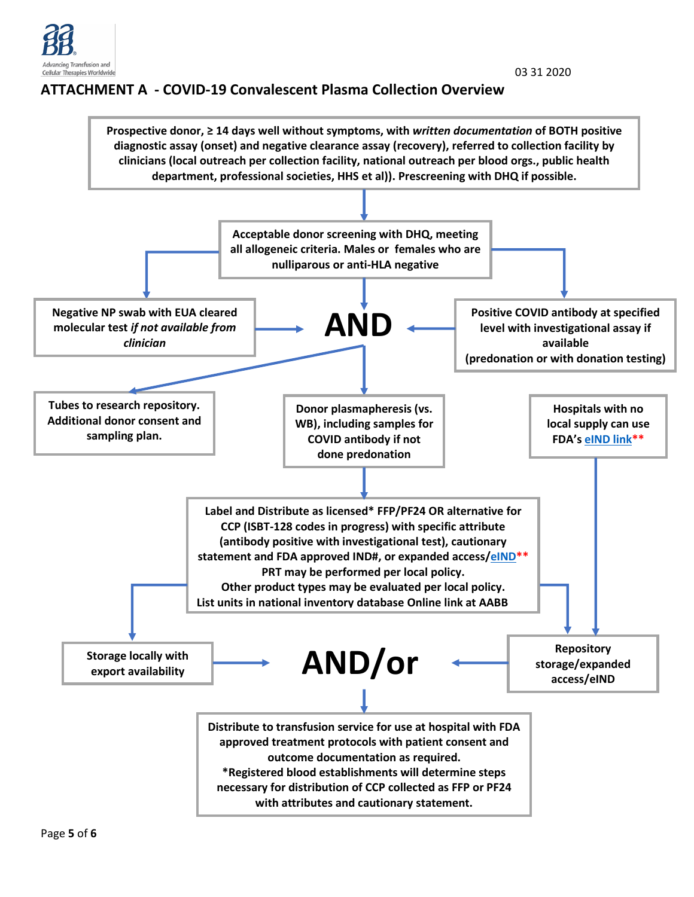03 31 2020

## ATTACHMENT A - COVID-19 Convalescent Plasma Collection Overview

**Prospective donor, ≥ 14 days well without symptoms, with *written documentation* of BOTH positive diagnostic assay (onset) and negative clearance assay (recovery), referred to collection facility by clinicians (local outreach per collection facility, national outreach per blood orgs., public health department, professional societies, HHS et al)). Prescreening with DHQ if possible.**

**Acceptable donor screening with DHQ, meeting all allogeneic criteria. Males or females who are nulliparous or anti-HLA negative**

**Negative NP swab with EUA cleared molecular test *if not available from clinician***

**AND**

**Positive COVID antibody at specified level with investigational assay if available (predonation or with donation testing)**

**Tubes to research repository. Additional donor consent and sampling plan.**

**Donor plasmapheresis (vs. WB), including samples for COVID antibody if not done predonation**

**Hospitals with no local supply can use FDA's eIND link****

**Label and Distribute as licensed* FFP/PF24 OR alternative for CCP (ISBT-128 codes in progress) with specific attribute (antibody positive with investigational test), cautionary statement and FDA approved IND#, or expanded access/eIND****
**PRT may be performed per local policy.**
**Other product types may be evaluated per local policy.**
**List units in national inventory database Online link at AABB**

**Storage locally with export availability**

**AND/or**

**Repository storage/expanded access/eIND**

**Distribute to transfusion service for use at hospital with FDA approved treatment protocols with patient consent and outcome documentation as required.**
***Registered blood establishments will determine steps necessary for distribution of CCP collected as FFP or PF24 with attributes and cautionary statement.**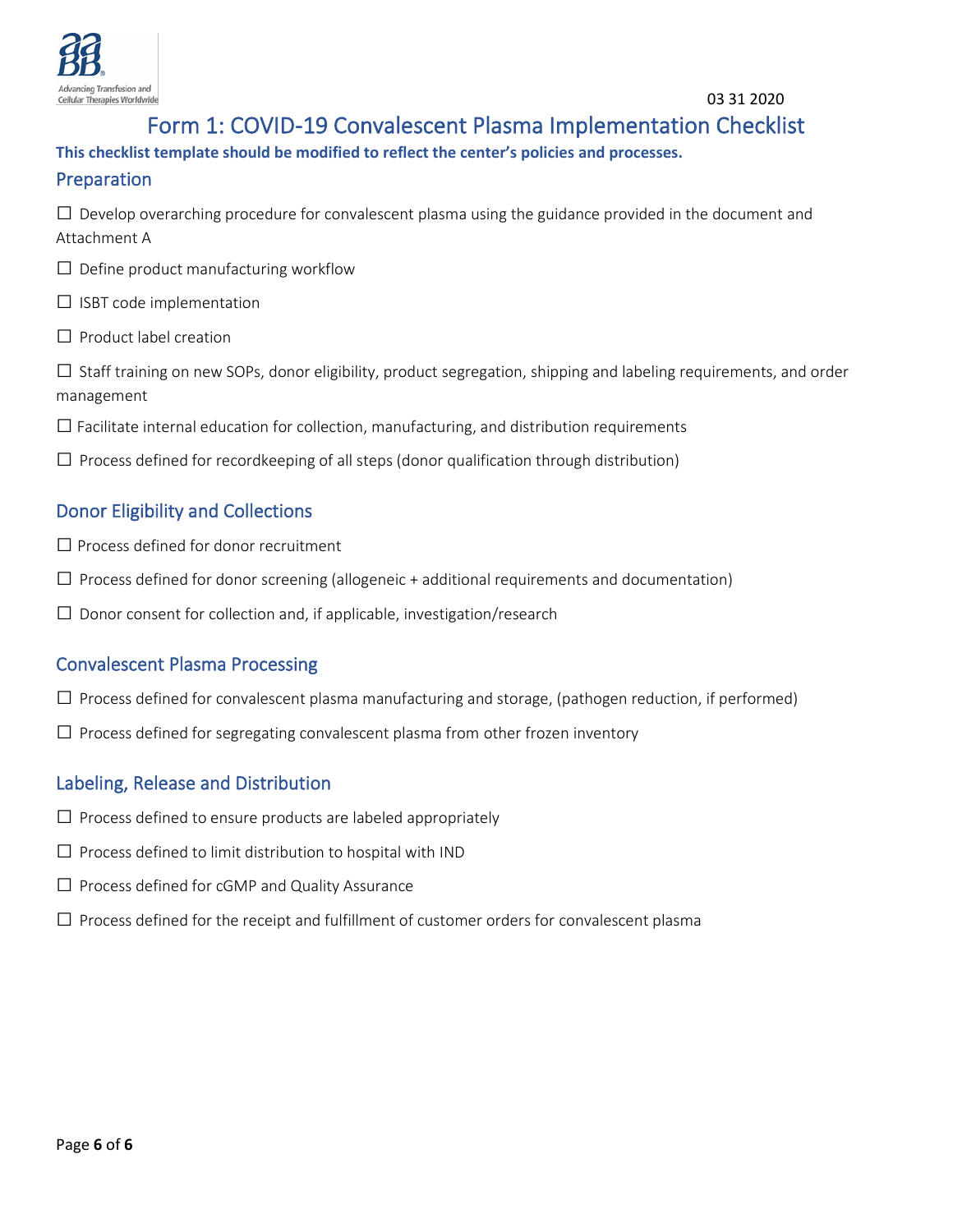03 31 2020

# Form 1: COVID-19 Convalescent Plasma Implementation Checklist

**This checklist template should be modified to reflect the center's policies and processes.**

## Preparation

☐ Develop overarching procedure for convalescent plasma using the guidance provided in the document and Attachment A

☐ Define product manufacturing workflow

☐ ISBT code implementation

☐ Product label creation

☐ Staff training on new SOPs, donor eligibility, product segregation, shipping and labeling requirements, and order management

☐ Facilitate internal education for collection, manufacturing, and distribution requirements

☐ Process defined for recordkeeping of all steps (donor qualification through distribution)

## Donor Eligibility and Collections

☐ Process defined for donor recruitment

☐ Process defined for donor screening (allogeneic + additional requirements and documentation)

☐ Donor consent for collection and, if applicable, investigation/research

## Convalescent Plasma Processing

☐ Process defined for convalescent plasma manufacturing and storage, (pathogen reduction, if performed)

☐ Process defined for segregating convalescent plasma from other frozen inventory

## Labeling, Release and Distribution

☐ Process defined to ensure products are labeled appropriately

☐ Process defined to limit distribution to hospital with IND

☐ Process defined for cGMP and Quality Assurance

☐ Process defined for the receipt and fulfillment of customer orders for convalescent plasma